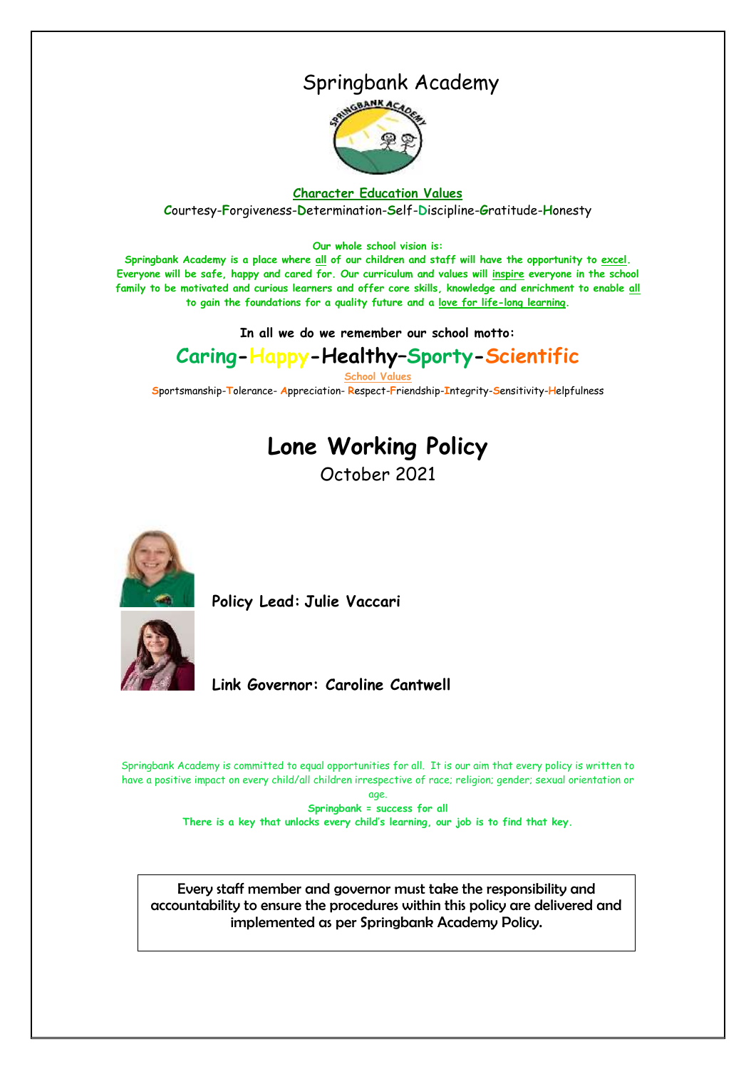# Springbank Academy

**Character Education Values**

Courtesy-Forgiveness-Determination-Self-Discipline-Gratitude-Honesty

**Our whole school vision is:**

**Springbank Academy is a place where all of our children and staff will have the opportunity to excel. Everyone will be safe, happy and cared for. Our curriculum and values will inspire everyone in the school family to be motivated and curious learners and offer core skills, knowledge and enrichment to enable all to gain the foundations for a quality future and a love for life-long learning.**

**In all we do we remember our school motto:**

## Caring-Happy-Healthy–Sporty-Scientific

**School Values**

Sportsmanship-Tolerance- Appreciation- Respect-Friendship-Integrity-Sensitivity-Helpfulness

# Lone Working Policy

October 2021

**Policy Lead: Julie Vaccari**

**Link Governor: Caroline Cantwell**

Springbank Academy is committed to equal opportunities for all. It is our aim that every policy is written to have a positive impact on every child/all children irrespective of race; religion; gender; sexual orientation or age.

**Springbank = success for all**

**There is a key that unlocks every child's learning, our job is to find that key.**

Every staff member and governor must take the responsibility and accountability to ensure the procedures within this policy are delivered and implemented as per Springbank Academy Policy.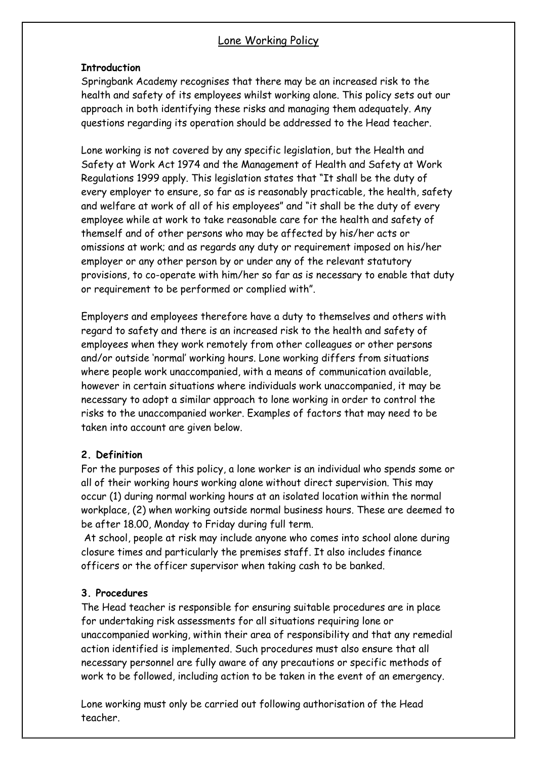# Lone Working Policy

**Introduction**

Springbank Academy recognises that there may be an increased risk to the health and safety of its employees whilst working alone. This policy sets out our approach in both identifying these risks and managing them adequately. Any questions regarding its operation should be addressed to the Head teacher.

Lone working is not covered by any specific legislation, but the Health and Safety at Work Act 1974 and the Management of Health and Safety at Work Regulations 1999 apply. This legislation states that "It shall be the duty of every employer to ensure, so far as is reasonably practicable, the health, safety and welfare at work of all of his employees" and "it shall be the duty of every employee while at work to take reasonable care for the health and safety of themself and of other persons who may be affected by his/her acts or omissions at work; and as regards any duty or requirement imposed on his/her employer or any other person by or under any of the relevant statutory provisions, to co-operate with him/her so far as is necessary to enable that duty or requirement to be performed or complied with".

Employers and employees therefore have a duty to themselves and others with regard to safety and there is an increased risk to the health and safety of employees when they work remotely from other colleagues or other persons and/or outside 'normal' working hours. Lone working differs from situations where people work unaccompanied, with a means of communication available, however in certain situations where individuals work unaccompanied, it may be necessary to adopt a similar approach to lone working in order to control the risks to the unaccompanied worker. Examples of factors that may need to be taken into account are given below.

**2. Definition**

For the purposes of this policy, a lone worker is an individual who spends some or all of their working hours working alone without direct supervision. This may occur (1) during normal working hours at an isolated location within the normal workplace, (2) when working outside normal business hours. These are deemed to be after 18.00, Monday to Friday during full term.

At school, people at risk may include anyone who comes into school alone during closure times and particularly the premises staff. It also includes finance officers or the officer supervisor when taking cash to be banked.

**3. Procedures**

The Head teacher is responsible for ensuring suitable procedures are in place for undertaking risk assessments for all situations requiring lone or unaccompanied working, within their area of responsibility and that any remedial action identified is implemented. Such procedures must also ensure that all necessary personnel are fully aware of any precautions or specific methods of work to be followed, including action to be taken in the event of an emergency.

Lone working must only be carried out following authorisation of the Head teacher.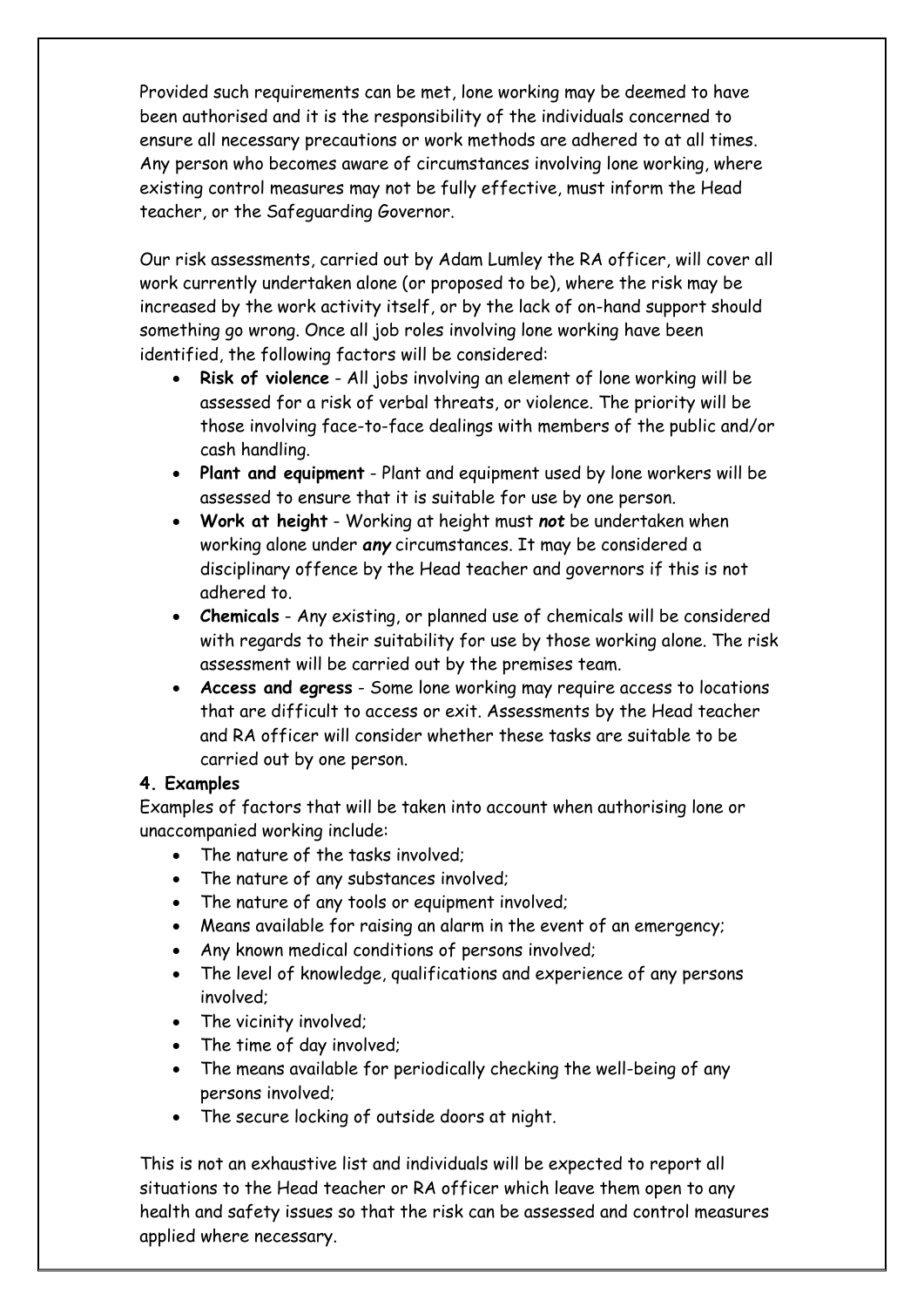Provided such requirements can be met, lone working may be deemed to have been authorised and it is the responsibility of the individuals concerned to ensure all necessary precautions or work methods are adhered to at all times. Any person who becomes aware of circumstances involving lone working, where existing control measures may not be fully effective, must inform the Head teacher, or the Safeguarding Governor.

Our risk assessments, carried out by Adam Lumley the RA officer, will cover all work currently undertaken alone (or proposed to be), where the risk may be increased by the work activity itself, or by the lack of on-hand support should something go wrong. Once all job roles involving lone working have been identified, the following factors will be considered:

- **Risk of violence** - All jobs involving an element of lone working will be assessed for a risk of verbal threats, or violence. The priority will be those involving face-to-face dealings with members of the public and/or cash handling.
- **Plant and equipment** - Plant and equipment used by lone workers will be assessed to ensure that it is suitable for use by one person.
- **Work at height** - Working at height must ***not*** be undertaken when working alone under ***any*** circumstances. It may be considered a disciplinary offence by the Head teacher and governors if this is not adhered to.
- **Chemicals** - Any existing, or planned use of chemicals will be considered with regards to their suitability for use by those working alone. The risk assessment will be carried out by the premises team.
- **Access and egress** - Some lone working may require access to locations that are difficult to access or exit. Assessments by the Head teacher and RA officer will consider whether these tasks are suitable to be carried out by one person.

**4. Examples**

Examples of factors that will be taken into account when authorising lone or unaccompanied working include:

- The nature of the tasks involved;
- The nature of any substances involved;
- The nature of any tools or equipment involved;
- Means available for raising an alarm in the event of an emergency;
- Any known medical conditions of persons involved;
- The level of knowledge, qualifications and experience of any persons involved;
- The vicinity involved;
- The time of day involved;
- The means available for periodically checking the well-being of any persons involved;
- The secure locking of outside doors at night.

This is not an exhaustive list and individuals will be expected to report all situations to the Head teacher or RA officer which leave them open to any health and safety issues so that the risk can be assessed and control measures applied where necessary.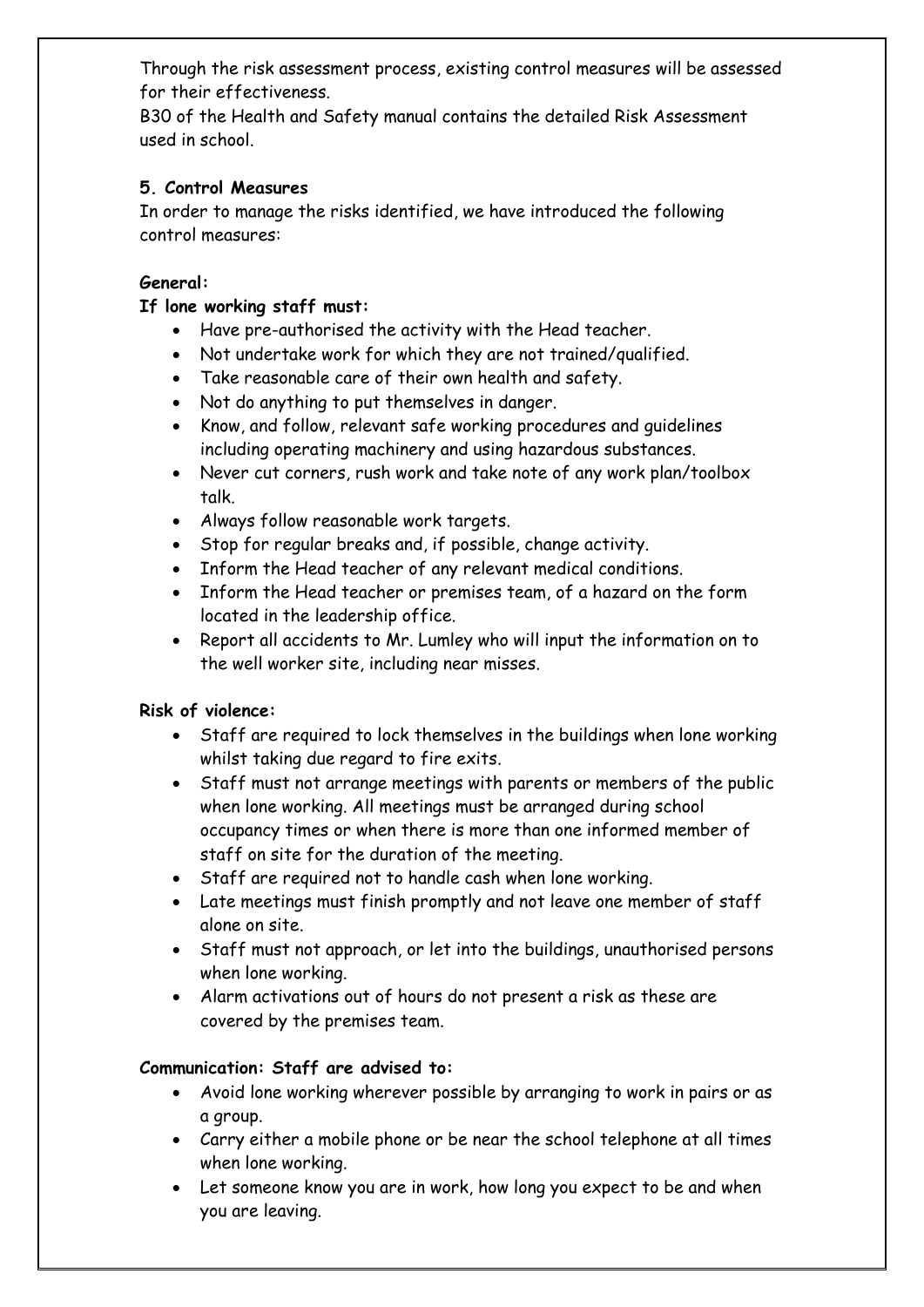Through the risk assessment process, existing control measures will be assessed for their effectiveness.
B30 of the Health and Safety manual contains the detailed Risk Assessment used in school.

## 5. Control Measures

In order to manage the risks identified, we have introduced the following control measures:

**General:**

**If lone working staff must:**

- Have pre-authorised the activity with the Head teacher.
- Not undertake work for which they are not trained/qualified.
- Take reasonable care of their own health and safety.
- Not do anything to put themselves in danger.
- Know, and follow, relevant safe working procedures and guidelines including operating machinery and using hazardous substances.
- Never cut corners, rush work and take note of any work plan/toolbox talk.
- Always follow reasonable work targets.
- Stop for regular breaks and, if possible, change activity.
- Inform the Head teacher of any relevant medical conditions.
- Inform the Head teacher or premises team, of a hazard on the form located in the leadership office.
- Report all accidents to Mr. Lumley who will input the information on to the well worker site, including near misses.

**Risk of violence:**

- Staff are required to lock themselves in the buildings when lone working whilst taking due regard to fire exits.
- Staff must not arrange meetings with parents or members of the public when lone working. All meetings must be arranged during school occupancy times or when there is more than one informed member of staff on site for the duration of the meeting.
- Staff are required not to handle cash when lone working.
- Late meetings must finish promptly and not leave one member of staff alone on site.
- Staff must not approach, or let into the buildings, unauthorised persons when lone working.
- Alarm activations out of hours do not present a risk as these are covered by the premises team.

**Communication: Staff are advised to:**

- Avoid lone working wherever possible by arranging to work in pairs or as a group.
- Carry either a mobile phone or be near the school telephone at all times when lone working.
- Let someone know you are in work, how long you expect to be and when you are leaving.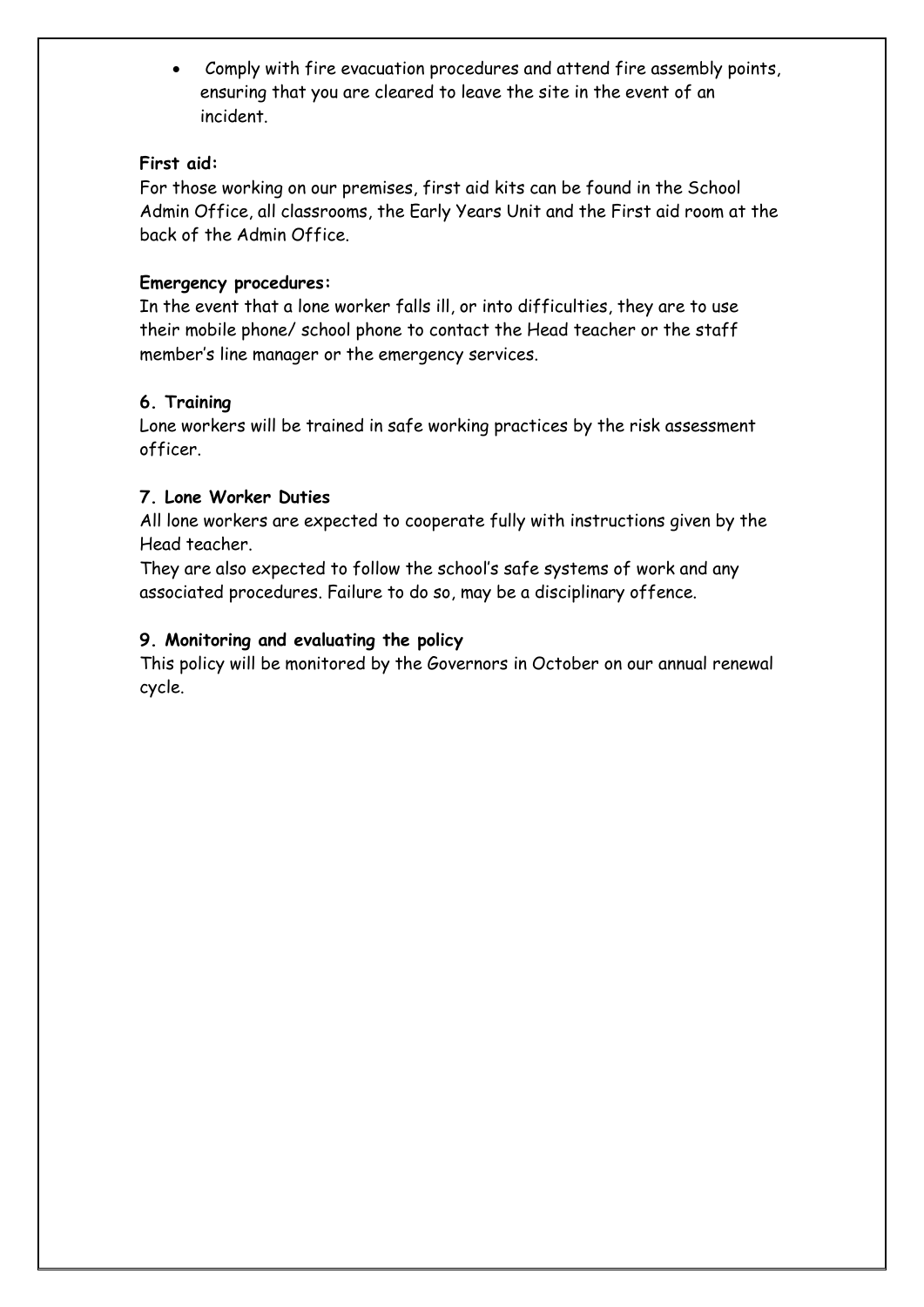- Comply with fire evacuation procedures and attend fire assembly points, ensuring that you are cleared to leave the site in the event of an incident.

**First aid:**
For those working on our premises, first aid kits can be found in the School Admin Office, all classrooms, the Early Years Unit and the First aid room at the back of the Admin Office.

**Emergency procedures:**
In the event that a lone worker falls ill, or into difficulties, they are to use their mobile phone/ school phone to contact the Head teacher or the staff member's line manager or the emergency services.

### 6. Training

Lone workers will be trained in safe working practices by the risk assessment officer.

### 7. Lone Worker Duties

All lone workers are expected to cooperate fully with instructions given by the Head teacher.
They are also expected to follow the school's safe systems of work and any associated procedures. Failure to do so, may be a disciplinary offence.

### 9. Monitoring and evaluating the policy

This policy will be monitored by the Governors in October on our annual renewal cycle.